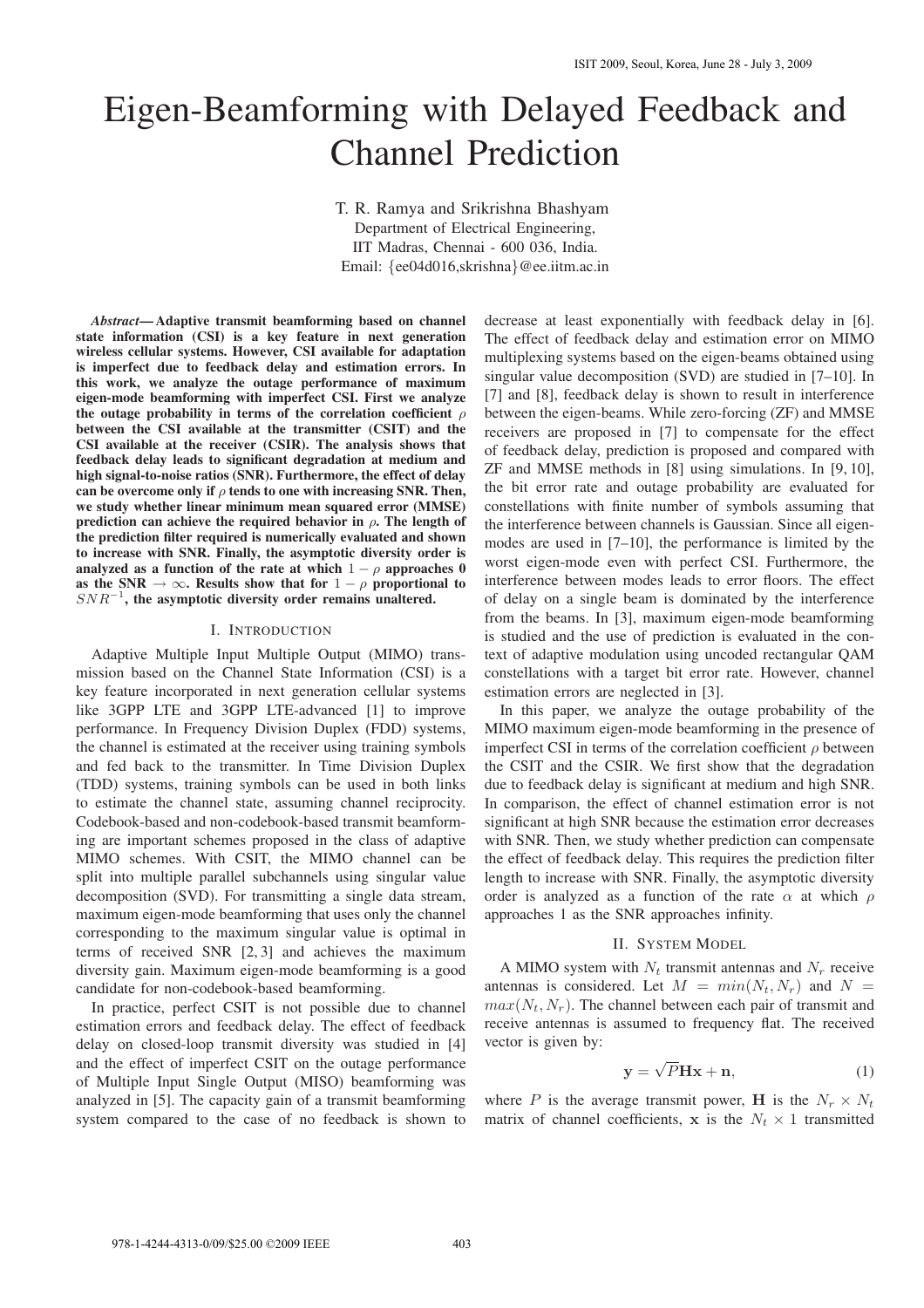# Eigen-Beamforming with Delayed Feedback and Channel Prediction

T. R. Ramya and Srikrishna Bhashyam
Department of Electrical Engineering,
IIT Madras, Chennai - 600 036, India.
Email: {ee04d016,skrishna}@ee.iitm.ac.in

***Abstract*— Adaptive transmit beamforming based on channel state information (CSI) is a key feature in next generation wireless cellular systems. However, CSI available for adaptation is imperfect due to feedback delay and estimation errors. In this work, we analyze the outage performance of maximum eigen-mode beamforming with imperfect CSI. First we analyze the outage probability in terms of the correlation coefficient $\rho$ between the CSI available at the transmitter (CSIT) and the CSI available at the receiver (CSIR). The analysis shows that feedback delay leads to significant degradation at medium and high signal-to-noise ratios (SNR). Furthermore, the effect of delay can be overcome only if $\rho$ tends to one with increasing SNR. Then, we study whether linear minimum mean squared error (MMSE) prediction can achieve the required behavior in $\rho$. The length of the prediction filter required is numerically evaluated and shown to increase with SNR. Finally, the asymptotic diversity order is analyzed as a function of the rate at which $1 - \rho$ approaches 0 as the SNR $\to \infty$. Results show that for $1 - \rho$ proportional to $SNR^{-1}$, the asymptotic diversity order remains unaltered.**

## I. Introduction

Adaptive Multiple Input Multiple Output (MIMO) transmission based on the Channel State Information (CSI) is a key feature incorporated in next generation cellular systems like 3GPP LTE and 3GPP LTE-advanced [1] to improve performance. In Frequency Division Duplex (FDD) systems, the channel is estimated at the receiver using training symbols and fed back to the transmitter. In Time Division Duplex (TDD) systems, training symbols can be used in both links to estimate the channel state, assuming channel reciprocity. Codebook-based and non-codebook-based transmit beamforming are important schemes proposed in the class of adaptive MIMO schemes. With CSIT, the MIMO channel can be split into multiple parallel subchannels using singular value decomposition (SVD). For transmitting a single data stream, maximum eigen-mode beamforming that uses only the channel corresponding to the maximum singular value is optimal in terms of received SNR [2, 3] and achieves the maximum diversity gain. Maximum eigen-mode beamforming is a good candidate for non-codebook-based beamforming.

In practice, perfect CSIT is not possible due to channel estimation errors and feedback delay. The effect of feedback delay on closed-loop transmit diversity was studied in [4] and the effect of imperfect CSIT on the outage performance of Multiple Input Single Output (MISO) beamforming was analyzed in [5]. The capacity gain of a transmit beamforming system compared to the case of no feedback is shown to decrease at least exponentially with feedback delay in [6]. The effect of feedback delay and estimation error on MIMO multiplexing systems based on the eigen-beams obtained using singular value decomposition (SVD) are studied in [7–10]. In [7] and [8], feedback delay is shown to result in interference between the eigen-beams. While zero-forcing (ZF) and MMSE receivers are proposed in [7] to compensate for the effect of feedback delay, prediction is proposed and compared with ZF and MMSE methods in [8] using simulations. In [9, 10], the bit error rate and outage probability are evaluated for constellations with finite number of symbols assuming that the interference between channels is Gaussian. Since all eigen-modes are used in [7–10], the performance is limited by the worst eigen-mode even with perfect CSI. Furthermore, the interference between modes leads to error floors. The effect of delay on a single beam is dominated by the interference from the beams. In [3], maximum eigen-mode beamforming is studied and the use of prediction is evaluated in the context of adaptive modulation using uncoded rectangular QAM constellations with a target bit error rate. However, channel estimation errors are neglected in [3].

In this paper, we analyze the outage probability of the MIMO maximum eigen-mode beamforming in the presence of imperfect CSI in terms of the correlation coefficient $\rho$ between the CSIT and the CSIR. We first show that the degradation due to feedback delay is significant at medium and high SNR. In comparison, the effect of channel estimation error is not significant at high SNR because the estimation error decreases with SNR. Then, we study whether prediction can compensate the effect of feedback delay. This requires the prediction filter length to increase with SNR. Finally, the asymptotic diversity order is analyzed as a function of the rate $\alpha$ at which $\rho$ approaches 1 as the SNR approaches infinity.

## II. System Model

A MIMO system with $N_t$ transmit antennas and $N_r$ receive antennas is considered. Let $M = min(N_t, N_r)$ and $N = max(N_t, N_r)$. The channel between each pair of transmit and receive antennas is assumed to frequency flat. The received vector is given by:

$$\mathbf{y} = \sqrt{P}\mathbf{H}\mathbf{x} + \mathbf{n}, \tag{1}$$

where $P$ is the average transmit power, $\mathbf{H}$ is the $N_r \times N_t$ matrix of channel coefficients, $\mathbf{x}$ is the $N_t \times 1$ transmitted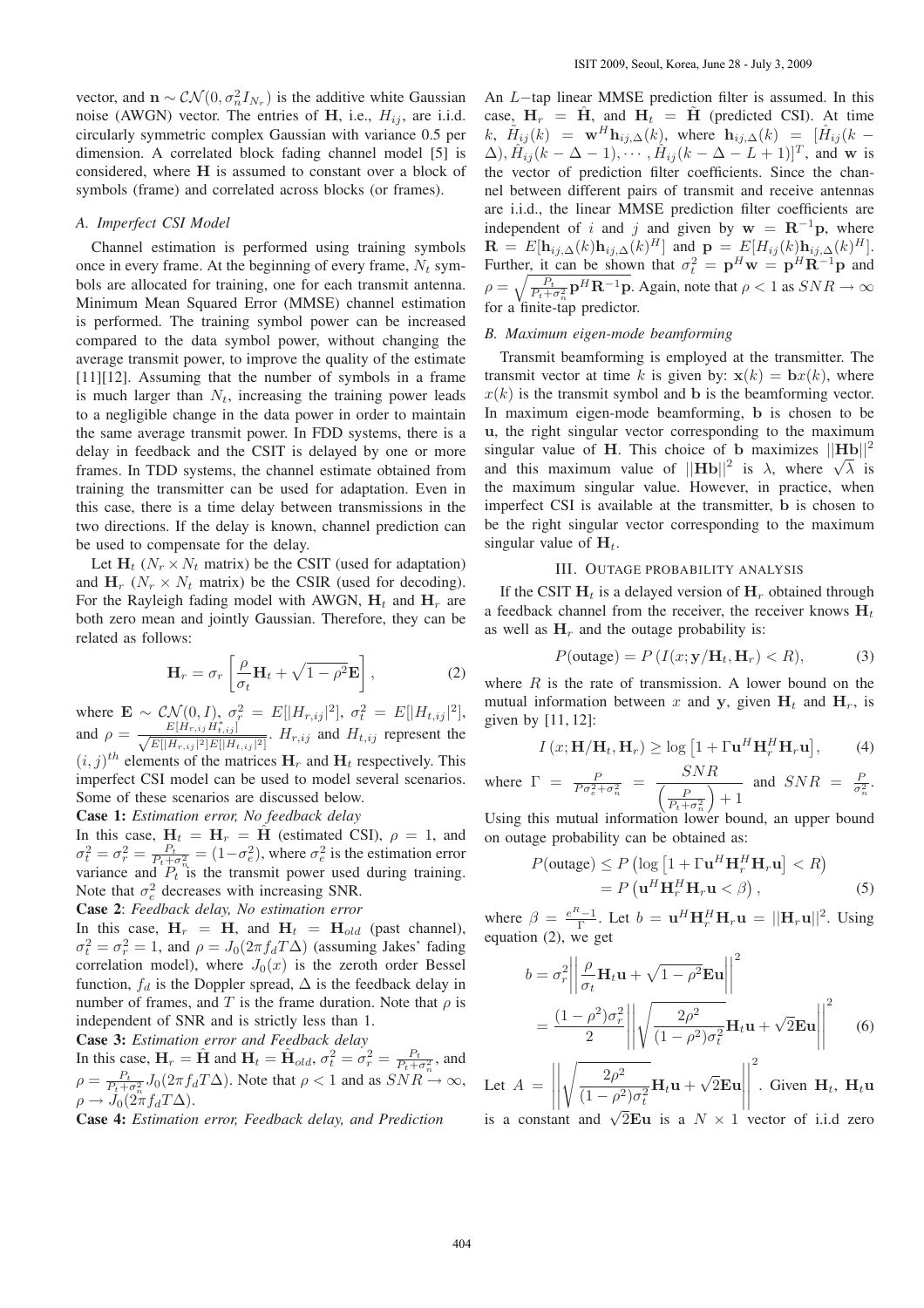vector, and $\mathbf{n} \sim \mathcal{CN}(0, \sigma_n^2 I_{N_r})$ is the additive white Gaussian noise (AWGN) vector. The entries of $\mathbf{H}$, i.e., $H_{ij}$, are i.i.d. circularly symmetric complex Gaussian with variance 0.5 per dimension. A correlated block fading channel model [5] is considered, where $\mathbf{H}$ is assumed to constant over a block of symbols (frame) and correlated across blocks (or frames).

### A. Imperfect CSI Model

Channel estimation is performed using training symbols once in every frame. At the beginning of every frame, $N_t$ symbols are allocated for training, one for each transmit antenna. Minimum Mean Squared Error (MMSE) channel estimation is performed. The training symbol power can be increased compared to the data symbol power, without changing the average transmit power, to improve the quality of the estimate [11][12]. Assuming that the number of symbols in a frame is much larger than $N_t$, increasing the training power leads to a negligible change in the data power in order to maintain the same average transmit power. In FDD systems, there is a delay in feedback and the CSIT is delayed by one or more frames. In TDD systems, the channel estimate obtained from training the transmitter can be used for adaptation. Even in this case, there is a time delay between transmissions in the two directions. If the delay is known, channel prediction can be used to compensate for the delay.

Let $\mathbf{H}_t$ ($N_r \times N_t$ matrix) be the CSIT (used for adaptation) and $\mathbf{H}_r$ ($N_r \times N_t$ matrix) be the CSIR (used for decoding). For the Rayleigh fading model with AWGN, $\mathbf{H}_t$ and $\mathbf{H}_r$ are both zero mean and jointly Gaussian. Therefore, they can be related as follows:

$$\mathbf{H}_r = \sigma_r \left[ \frac{\rho}{\sigma_t} \mathbf{H}_t + \sqrt{1-\rho^2}\mathbf{E} \right], \tag{2}$$

where $\mathbf{E} \sim \mathcal{CN}(0, I)$, $\sigma_r^2 = E[|H_{r,ij}|^2]$, $\sigma_t^2 = E[|H_{t,ij}|^2]$, and $\rho = \frac{E[H_{r,ij}H_{t,ij}^*]}{\sqrt{E[|H_{r,ij}|^2]E[|H_{t,ij}|^2]}}$. $H_{r,ij}$ and $H_{t,ij}$ represent the $(i,j)^{th}$ elements of the matrices $\mathbf{H}_r$ and $\mathbf{H}_t$ respectively. This imperfect CSI model can be used to model several scenarios. Some of these scenarios are discussed below.

**Case 1:** *Estimation error, No feedback delay*
In this case, $\mathbf{H}_t = \mathbf{H}_r = \hat{\mathbf{H}}$ (estimated CSI), $\rho = 1$, and $\sigma_t^2 = \sigma_r^2 = \frac{P_t}{P_t + \sigma_n^2} = (1 - \sigma_e^2)$, where $\sigma_e^2$ is the estimation error variance and $P_t$ is the transmit power used during training. Note that $\sigma_e^2$ decreases with increasing SNR.

**Case 2**: *Feedback delay, No estimation error*
In this case, $\mathbf{H}_r = \mathbf{H}$, and $\mathbf{H}_t = \mathbf{H}_{old}$ (past channel), $\sigma_t^2 = \sigma_r^2 = 1$, and $\rho = J_0(2\pi f_d T \Delta)$ (assuming Jakes' fading correlation model), where $J_0(x)$ is the zeroth order Bessel function, $f_d$ is the Doppler spread, $\Delta$ is the feedback delay in number of frames, and $T$ is the frame duration. Note that $\rho$ is independent of SNR and is strictly less than 1.

**Case 3:** *Estimation error and Feedback delay*
In this case, $\mathbf{H}_r = \hat{\mathbf{H}}$ and $\mathbf{H}_t = \hat{\mathbf{H}}_{old}$, $\sigma_t^2 = \sigma_r^2 = \frac{P_t}{P_t + \sigma_n^2}$, and $\rho = \frac{P_t}{P_t + \sigma_n^2} J_0(2\pi f_d T \Delta)$. Note that $\rho < 1$ and as $SNR \to \infty$, $\rho \to J_0(2\pi f_d T \Delta)$.

**Case 4:** *Estimation error, Feedback delay, and Prediction*
An $L-$tap linear MMSE prediction filter is assumed. In this case, $\mathbf{H}_r = \hat{\mathbf{H}}$, and $\mathbf{H}_t = \tilde{\mathbf{H}}$ (predicted CSI). At time $k$, $\tilde{H}_{ij}(k) = \mathbf{w}^H \mathbf{h}_{ij,\Delta}(k)$, where $\mathbf{h}_{ij,\Delta}(k) = [\hat{H}_{ij}(k - \Delta), \hat{H}_{ij}(k - \Delta - 1), \cdots, \hat{H}_{ij}(k - \Delta - L + 1)]^T$, and $\mathbf{w}$ is the vector of prediction filter coefficients. Since the channel between different pairs of transmit and receive antennas are i.i.d., the linear MMSE prediction filter coefficients are independent of $i$ and $j$ and given by $\mathbf{w} = \mathbf{R}^{-1}\mathbf{p}$, where $\mathbf{R} = E[\mathbf{h}_{ij,\Delta}(k)\mathbf{h}_{ij,\Delta}(k)^H]$ and $\mathbf{p} = E[H_{ij}(k)\mathbf{h}_{ij,\Delta}(k)^H]$. Further, it can be shown that $\sigma_t^2 = \mathbf{p}^H\mathbf{w} = \mathbf{p}^H\mathbf{R}^{-1}\mathbf{p}$ and $\rho = \sqrt{\frac{P_t}{P_t + \sigma_n^2}\mathbf{p}^H\mathbf{R}^{-1}\mathbf{p}}$. Again, note that $\rho < 1$ as $SNR \to \infty$ for a finite-tap predictor.

### B. Maximum eigen-mode beamforming

Transmit beamforming is employed at the transmitter. The transmit vector at time $k$ is given by: $\mathbf{x}(k) = \mathbf{b}x(k)$, where $x(k)$ is the transmit symbol and $\mathbf{b}$ is the beamforming vector. In maximum eigen-mode beamforming, $\mathbf{b}$ is chosen to be $\mathbf{u}$, the right singular vector corresponding to the maximum singular value of $\mathbf{H}$. This choice of $\mathbf{b}$ maximizes $||\mathbf{H}\mathbf{b}||^2$ and this maximum value of $||\mathbf{H}\mathbf{b}||^2$ is $\lambda$, where $\sqrt{\lambda}$ is the maximum singular value. However, in practice, when imperfect CSI is available at the transmitter, $\mathbf{b}$ is chosen to be the right singular vector corresponding to the maximum singular value of $\mathbf{H}_t$.

## III. Outage probability analysis

If the CSIT $\mathbf{H}_t$ is a delayed version of $\mathbf{H}_r$ obtained through a feedback channel from the receiver, the receiver knows $\mathbf{H}_t$ as well as $\mathbf{H}_r$ and the outage probability is:

$$P(\text{outage}) = P\left(I(x; \mathbf{y}/\mathbf{H}_t, \mathbf{H}_r) < R\right), \tag{3}$$

where $R$ is the rate of transmission. A lower bound on the mutual information between $x$ and $\mathbf{y}$, given $\mathbf{H}_t$ and $\mathbf{H}_r$, is given by [11, 12]:

$$I\left(x; \mathbf{H}/\mathbf{H}_t, \mathbf{H}_r\right) \geq \log\left[1 + \Gamma \mathbf{u}^H \mathbf{H}_r^H \mathbf{H}_r \mathbf{u}\right], \tag{4}$$

where $\Gamma = \frac{P}{P\sigma_e^2 + \sigma_n^2} = \frac{SNR}{\left(\frac{P}{P_t + \sigma_n^2}\right) + 1}$ and $SNR = \frac{P}{\sigma_n^2}$.

Using this mutual information lower bound, an upper bound on outage probability can be obtained as:

$$\begin{aligned} P(\text{outage}) &\leq P\left(\log\left[1 + \Gamma \mathbf{u}^H \mathbf{H}_r^H \mathbf{H}_r \mathbf{u}\right] < R\right) \\ &= P\left(\mathbf{u}^H \mathbf{H}_r^H \mathbf{H}_r \mathbf{u} < \beta\right), \end{aligned} \tag{5}$$

where $\beta = \frac{e^R - 1}{\Gamma}$. Let $b = \mathbf{u}^H \mathbf{H}_r^H \mathbf{H}_r \mathbf{u} = ||\mathbf{H}_r \mathbf{u}||^2$. Using equation (2), we get

$$\begin{aligned} b &= \sigma_r^2 \left|\left| \frac{\rho}{\sigma_t} \mathbf{H}_t \mathbf{u} + \sqrt{1-\rho^2}\mathbf{E}\mathbf{u} \right|\right|^2 \\ &= \frac{(1-\rho^2)\sigma_r^2}{2} \left|\left| \sqrt{\frac{2\rho^2}{(1-\rho^2)\sigma_t^2}} \mathbf{H}_t \mathbf{u} + \sqrt{2}\mathbf{E}\mathbf{u} \right|\right|^2 \end{aligned} \tag{6}$$

Let $A = \left|\left| \sqrt{\frac{2\rho^2}{(1-\rho^2)\sigma_t^2}} \mathbf{H}_t \mathbf{u} + \sqrt{2}\mathbf{E}\mathbf{u} \right|\right|^2$. Given $\mathbf{H}_t$, $\mathbf{H}_t\mathbf{u}$ is a constant and $\sqrt{2}\mathbf{E}\mathbf{u}$ is a $N \times 1$ vector of i.i.d zero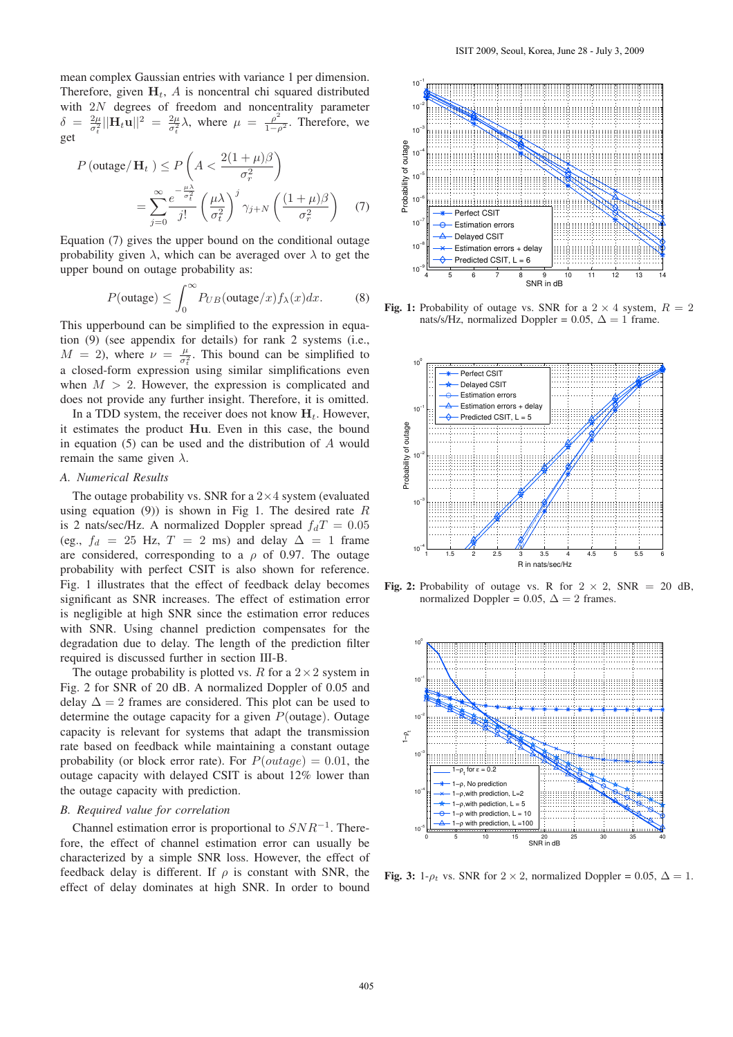mean complex Gaussian entries with variance 1 per dimension. Therefore, given $\mathbf{H}_t$, $A$ is noncentral chi squared distributed with $2N$ degrees of freedom and noncentrality parameter $\delta = \frac{2\mu}{\sigma_t^2}||\mathbf{H}_t\mathbf{u}||^2 = \frac{2\mu}{\sigma_t^2}\lambda$, where $\mu = \frac{\rho^2}{1-\rho^2}$. Therefore, we get

$$P\left(\text{outage}/\mathbf{H}_t\right) \leq P\left(A < \frac{2(1+\mu)\beta}{\sigma_r^2}\right) = \sum_{j=0}^{\infty} \frac{e^{-\frac{\mu\lambda}{\sigma_t^2}}}{j!}\left(\frac{\mu\lambda}{\sigma_t^2}\right)^j \gamma_{j+N}\left(\frac{(1+\mu)\beta}{\sigma_r^2}\right) \quad (7)$$

Equation (7) gives the upper bound on the conditional outage probability given $\lambda$, which can be averaged over $\lambda$ to get the upper bound on outage probability as:

$$P(\text{outage}) \leq \int_0^{\infty} P_{UB}(\text{outage}/x) f_\lambda(x) dx. \quad (8)$$

This upperbound can be simplified to the expression in equation (9) (see appendix for details) for rank 2 systems (i.e., $M = 2$), where $\nu = \frac{\mu}{\sigma_t^2}$. This bound can be simplified to a closed-form expression using similar simplifications even when $M > 2$. However, the expression is complicated and does not provide any further insight. Therefore, it is omitted.

In a TDD system, the receiver does not know $\mathbf{H}_t$. However, it estimates the product $\mathbf{Hu}$. Even in this case, the bound in equation (5) can be used and the distribution of $A$ would remain the same given $\lambda$.

### A. Numerical Results

The outage probability vs. SNR for a $2\times4$ system (evaluated using equation (9)) is shown in Fig 1. The desired rate $R$ is 2 nats/sec/Hz. A normalized Doppler spread $f_dT = 0.05$ (eg., $f_d = 25$ Hz, $T = 2$ ms) and delay $\Delta = 1$ frame are considered, corresponding to a $\rho$ of 0.97. The outage probability with perfect CSIT is also shown for reference. Fig. 1 illustrates that the effect of feedback delay becomes significant as SNR increases. The effect of estimation error is negligible at high SNR since the estimation error reduces with SNR. Using channel prediction compensates for the degradation due to delay. The length of the prediction filter required is discussed further in section III-B.

The outage probability is plotted vs. $R$ for a $2\times2$ system in Fig. 2 for SNR of 20 dB. A normalized Doppler of 0.05 and delay $\Delta = 2$ frames are considered. This plot can be used to determine the outage capacity for a given $P$(outage). Outage capacity is relevant for systems that adapt the transmission rate based on feedback while maintaining a constant outage probability (or block error rate). For $P(outage) = 0.01$, the outage capacity with delayed CSIT is about 12% lower than the outage capacity with prediction.

### B. Required value for correlation

Channel estimation error is proportional to $SNR^{-1}$. Therefore, the effect of channel estimation error can usually be characterized by a simple SNR loss. However, the effect of feedback delay is different. If $\rho$ is constant with SNR, the effect of delay dominates at high SNR. In order to bound

**Fig. 1:** Probability of outage vs. SNR for a $2 \times 4$ system, $R = 2$ nats/s/Hz, normalized Doppler = 0.05, $\Delta = 1$ frame.

**Fig. 2:** Probability of outage vs. R for $2 \times 2$, SNR = 20 dB, normalized Doppler = 0.05, $\Delta = 2$ frames.

**Fig. 3:** $1$-$\rho_t$ vs. SNR for $2 \times 2$, normalized Doppler = 0.05, $\Delta = 1$.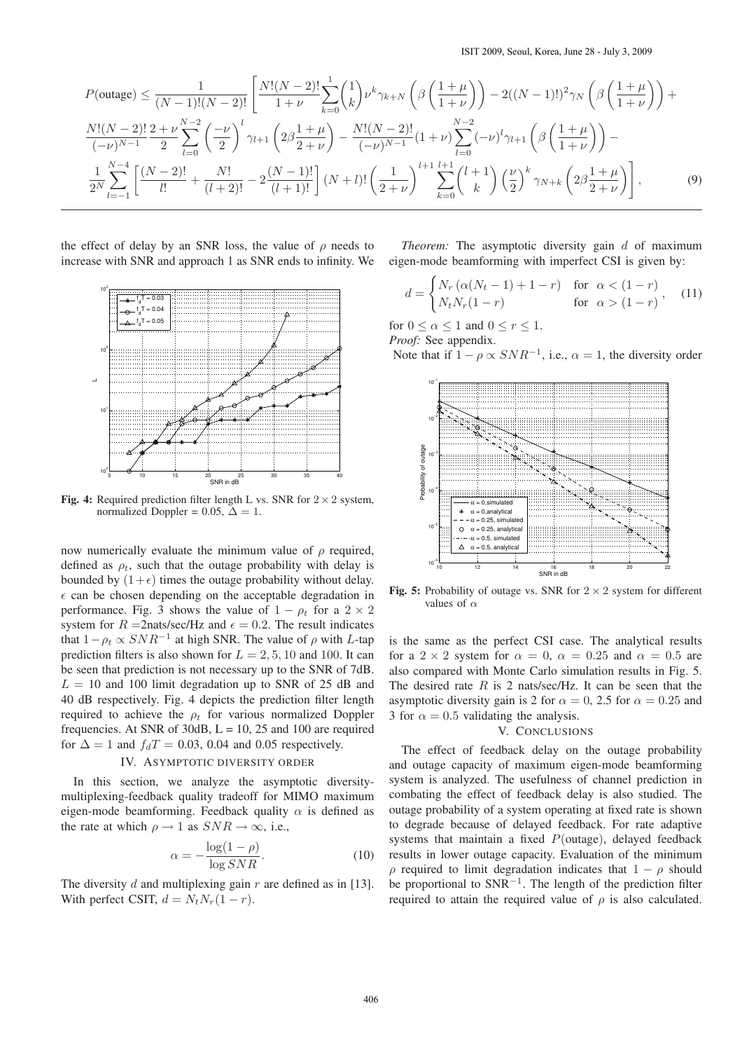$$P(\text{outage}) \leq \frac{1}{(N-1)!(N-2)!}\left[\frac{N!(N-2)!}{1+\nu}\sum_{k=0}^{1}\binom{1}{k}\nu^k\gamma_{k+N}\left(\beta\left(\frac{1+\mu}{1+\nu}\right)\right) - 2((N-1)!)^2\gamma_N\left(\beta\left(\frac{1+\mu}{1+\nu}\right)\right) + \right.$$

$$\frac{N!(N-2)!}{(-\nu)^{N-1}}\frac{2+\nu}{2}\sum_{l=0}^{N-2}\left(\frac{-\nu}{2}\right)^l\gamma_{l+1}\left(2\beta\frac{1+\mu}{2+\nu}\right) - \frac{N!(N-2)!}{(-\nu)^{N-1}}(1+\nu)\sum_{l=0}^{N-2}(-\nu)^l\gamma_{l+1}\left(\beta\left(\frac{1+\mu}{1+\nu}\right)\right) -$$

$$\left.\frac{1}{2^N}\sum_{l=-1}^{N-4}\left[\frac{(N-2)!}{l!} + \frac{N!}{(l+2)!} - 2\frac{(N-1)!}{(l+1)!}\right](N+l)!\left(\frac{1}{2+\nu}\right)^{l+1}\sum_{k=0}^{l+1}\binom{l+1}{k}\left(\frac{\nu}{2}\right)^k\gamma_{N+k}\left(2\beta\frac{1+\mu}{2+\nu}\right)\right], \qquad (9)$$

the effect of delay by an SNR loss, the value of $\rho$ needs to increase with SNR and approach 1 as SNR ends to infinity. We now numerically evaluate the minimum value of $\rho$ required, defined as $\rho_t$, such that the outage probability with delay is bounded by $(1+\epsilon)$ times the outage probability without delay. $\epsilon$ can be chosen depending on the acceptable degradation in performance. Fig. 3 shows the value of $1-\rho_t$ for a $2\times 2$ system for $R$ =2nats/sec/Hz and $\epsilon = 0.2$. The result indicates that $1-\rho_t \propto SNR^{-1}$ at high SNR. The value of $\rho$ with $L$-tap prediction filters is also shown for $L = 2, 5, 10$ and 100. It can be seen that prediction is not necessary up to the SNR of 7dB. $L = 10$ and 100 limit degradation up to SNR of 25 dB and 40 dB respectively. Fig. 4 depicts the prediction filter length required to achieve the $\rho_t$ for various normalized Doppler frequencies. At SNR of 30dB, L = 10, 25 and 100 are required for $\Delta = 1$ and $f_dT = 0.03$, 0.04 and 0.05 respectively.

**Fig. 4:** Required prediction filter length L vs. SNR for $2\times 2$ system, normalized Doppler = 0.05, $\Delta = 1$.

## IV. Asymptotic diversity order

In this section, we analyze the asymptotic diversity-multiplexing-feedback quality tradeoff for MIMO maximum eigen-mode beamforming. Feedback quality $\alpha$ is defined as the rate at which $\rho \to 1$ as $SNR \to \infty$, i.e.,

$$\alpha = -\frac{\log(1-\rho)}{\log SNR}. \qquad (10)$$

The diversity $d$ and multiplexing gain $r$ are defined as in [13]. With perfect CSIT, $d = N_tN_r(1-r)$.

*Theorem:* The asymptotic diversity gain $d$ of maximum eigen-mode beamforming with imperfect CSI is given by:

$$d = \begin{cases} N_r\left(\alpha(N_t-1)+1-r\right) & \text{for } \alpha < (1-r) \\ N_tN_r(1-r) & \text{for } \alpha > (1-r) \end{cases}, \qquad (11)$$

for $0 \leq \alpha \leq 1$ and $0 \leq r \leq 1$.

*Proof:* See appendix.

Note that if $1-\rho \propto SNR^{-1}$, i.e., $\alpha = 1$, the diversity order is the same as the perfect CSI case. The analytical results for a $2\times 2$ system for $\alpha = 0$, $\alpha = 0.25$ and $\alpha = 0.5$ are also compared with Monte Carlo simulation results in Fig. 5. The desired rate $R$ is 2 nats/sec/Hz. It can be seen that the asymptotic diversity gain is 2 for $\alpha = 0$, 2.5 for $\alpha = 0.25$ and 3 for $\alpha = 0.5$ validating the analysis.

**Fig. 5:** Probability of outage vs. SNR for $2\times 2$ system for different values of $\alpha$

## V. Conclusions

The effect of feedback delay on the outage probability and outage capacity of maximum eigen-mode beamforming system is analyzed. The usefulness of channel prediction in combating the effect of feedback delay is also studied. The outage probability of a system operating at fixed rate is shown to degrade because of delayed feedback. For rate adaptive systems that maintain a fixed $P(\text{outage})$, delayed feedback results in lower outage capacity. Evaluation of the minimum $\rho$ required to limit degradation indicates that $1-\rho$ should be proportional to $\text{SNR}^{-1}$. The length of the prediction filter required to attain the required value of $\rho$ is also calculated.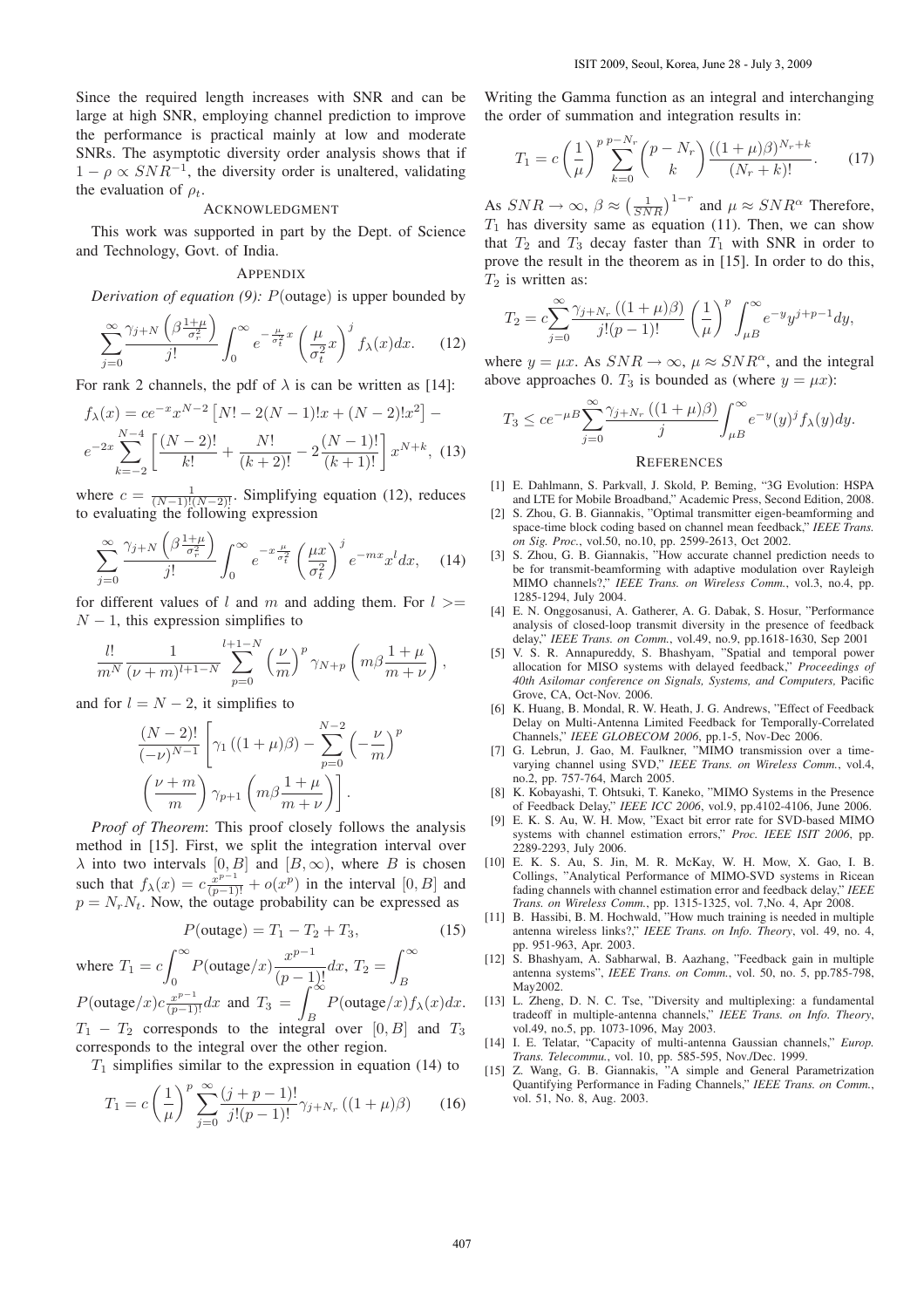Since the required length increases with SNR and can be large at high SNR, employing channel prediction to improve the performance is practical mainly at low and moderate SNRs. The asymptotic diversity order analysis shows that if $1-\rho \propto SNR^{-1}$, the diversity order is unaltered, validating the evaluation of $\rho_t$.

## Acknowledgment

This work was supported in part by the Dept. of Science and Technology, Govt. of India.

## Appendix

*Derivation of equation (9):* $P(\text{outage})$ is upper bounded by

$$\sum_{j=0}^{\infty} \frac{\gamma_{j+N}\left(\beta \frac{1+\mu}{\sigma_r^2}\right)}{j!} \int_0^{\infty} e^{-\frac{\mu}{\sigma_t^2}x} \left(\frac{\mu}{\sigma_t^2}x\right)^j f_\lambda(x)dx. \quad (12)$$

For rank 2 channels, the pdf of $\lambda$ is can be written as [14]:

$$f_\lambda(x) = ce^{-x}x^{N-2}\left[N! - 2(N-1)!x + (N-2)!x^2\right] - e^{-2x}\sum_{k=-2}^{N-4}\left[\frac{(N-2)!}{k!} + \frac{N!}{(k+2)!} - 2\frac{(N-1)!}{(k+1)!}\right]x^{N+k}, \quad (13)$$

where $c = \frac{1}{(N-1)!(N-2)!}$. Simplifying equation (12), reduces to evaluating the following expression

$$\sum_{j=0}^{\infty} \frac{\gamma_{j+N}\left(\beta \frac{1+\mu}{\sigma_r^2}\right)}{j!} \int_0^{\infty} e^{-x\frac{\mu}{\sigma_t^2}} \left(\frac{\mu x}{\sigma_t^2}\right)^j e^{-mx}x^l dx, \quad (14)$$

for different values of $l$ and $m$ and adding them. For $l >= N-1$, this expression simplifies to

$$\frac{l!}{m^N}\frac{1}{(\nu+m)^{l+1-N}}\sum_{p=0}^{l+1-N}\left(\frac{\nu}{m}\right)^p \gamma_{N+p}\left(m\beta\frac{1+\mu}{m+\nu}\right),$$

and for $l = N-2$, it simplifies to

$$\frac{(N-2)!}{(-\nu)^{N-1}}\left[\gamma_1\left((1+\mu)\beta\right) - \sum_{p=0}^{N-2}\left(-\frac{\nu}{m}\right)^p \left(\frac{\nu+m}{m}\right)\gamma_{p+1}\left(m\beta\frac{1+\mu}{m+\nu}\right)\right].$$

*Proof of Theorem*: This proof closely follows the analysis method in [15]. First, we split the integration interval over $\lambda$ into two intervals $[0,B]$ and $[B,\infty)$, where $B$ is chosen such that $f_\lambda(x) = c\frac{x^{p-1}}{(p-1)!} + o(x^p)$ in the interval $[0,B]$ and $p = N_rN_t$. Now, the outage probability can be expressed as

$$P(\text{outage}) = T_1 - T_2 + T_3, \quad (15)$$

where $T_1 = c\int_0^{\infty} P(\text{outage}/x)\frac{x^{p-1}}{(p-1)!}dx$, $T_2 = \int_B^{\infty} P(\text{outage}/x)c\frac{x^{p-1}}{(p-1)!}dx$ and $T_3 = \int_B^{\infty} P(\text{outage}/x)f_\lambda(x)dx$. $T_1 - T_2$ corresponds to the integral over $[0,B]$ and $T_3$ corresponds to the integral over the other region.

$T_1$ simplifies similar to the expression in equation (14) to

$$T_1 = c\left(\frac{1}{\mu}\right)^p \sum_{j=0}^{\infty}\frac{(j+p-1)!}{j!(p-1)!}\gamma_{j+N_r}\left((1+\mu)\beta\right) \quad (16)$$

Writing the Gamma function as an integral and interchanging the order of summation and integration results in:

$$T_1 = c\left(\frac{1}{\mu}\right)^p \sum_{k=0}^{p-N_r}\binom{p-N_r}{k}\frac{\left((1+\mu)\beta\right)^{N_r+k}}{(N_r+k)!}. \quad (17)$$

As $SNR \to \infty$, $\beta \approx \left(\frac{1}{SNR}\right)^{1-r}$ and $\mu \approx SNR^{\alpha}$ Therefore, $T_1$ has diversity same as equation (11). Then, we can show that $T_2$ and $T_3$ decay faster than $T_1$ with SNR in order to prove the result in the theorem as in [15]. In order to do this, $T_2$ is written as:

$$T_2 = c\sum_{j=0}^{\infty}\frac{\gamma_{j+N_r}\left((1+\mu)\beta\right)}{j!(p-1)!}\left(\frac{1}{\mu}\right)^p\int_{\mu B}^{\infty}e^{-y}y^{j+p-1}dy,$$

where $y = \mu x$. As $SNR \to \infty$, $\mu \approx SNR^{\alpha}$, and the integral above approaches 0. $T_3$ is bounded as (where $y = \mu x$):

$$T_3 \le ce^{-\mu B}\sum_{j=0}^{\infty}\frac{\gamma_{j+N_r}\left((1+\mu)\beta\right)}{j}\int_{\mu B}^{\infty}e^{-y}(y)^j f_\lambda(y)dy.$$

## References

[1] E. Dahlmann, S. Parkvall, J. Skold, P. Beming, "3G Evolution: HSPA and LTE for Mobile Broadband," Academic Press, Second Edition, 2008.

[2] S. Zhou, G. B. Giannakis, "Optimal transmitter eigen-beamforming and space-time block coding based on channel mean feedback," *IEEE Trans. on Sig. Proc.*, vol.50, no.10, pp. 2599-2613, Oct 2002.

[3] S. Zhou, G. B. Giannakis, "How accurate channel prediction needs to be for transmit-beamforming with adaptive modulation over Rayleigh MIMO channels?," *IEEE Trans. on Wireless Comm.*, vol.3, no.4, pp. 1285-1294, July 2004.

[4] E. N. Onggosanusi, A. Gatherer, A. G. Dabak, S. Hosur, "Performance analysis of closed-loop transmit diversity in the presence of feedback delay," *IEEE Trans. on Comm.*, vol.49, no.9, pp.1618-1630, Sep 2001

[5] V. S. R. Annapureddy, S. Bhashyam, "Spatial and temporal power allocation for MISO systems with delayed feedback," *Proceedings of 40th Asilomar conference on Signals, Systems, and Computers,* Pacific Grove, CA, Oct-Nov. 2006.

[6] K. Huang, B. Mondal, R. W. Heath, J. G. Andrews, "Effect of Feedback Delay on Multi-Antenna Limited Feedback for Temporally-Correlated Channels," *IEEE GLOBECOM 2006*, pp.1-5, Nov-Dec 2006.

[7] G. Lebrun, J. Gao, M. Faulkner, "MIMO transmission over a time-varying channel using SVD," *IEEE Trans. on Wireless Comm.*, vol.4, no.2, pp. 757-764, March 2005.

[8] K. Kobayashi, T. Ohtsuki, T. Kaneko, "MIMO Systems in the Presence of Feedback Delay," *IEEE ICC 2006*, vol.9, pp.4102-4106, June 2006.

[9] E. K. S. Au, W. H. Mow, "Exact bit error rate for SVD-based MIMO systems with channel estimation errors," *Proc. IEEE ISIT 2006*, pp. 2289-2293, July 2006.

[10] E. K. S. Au, S. Jin, M. R. McKay, W. H. Mow, X. Gao, I. B. Collings, "Analytical Performance of MIMO-SVD systems in Ricean fading channels with channel estimation error and feedback delay," *IEEE Trans. on Wireless Comm.*, pp. 1315-1325, vol. 7,No. 4, Apr 2008.

[11] B. Hassibi, B. M. Hochwald, "How much training is needed in multiple antenna wireless links?," *IEEE Trans. on Info. Theory*, vol. 49, no. 4, pp. 951-963, Apr. 2003.

[12] S. Bhashyam, A. Sabharwal, B. Aazhang, "Feedback gain in multiple antenna systems", *IEEE Trans. on Comm.*, vol. 50, no. 5, pp.785-798, May2002.

[13] L. Zheng, D. N. C. Tse, "Diversity and multiplexing: a fundamental tradeoff in multiple-antenna channels," *IEEE Trans. on Info. Theory*, vol.49, no.5, pp. 1073-1096, May 2003.

[14] I. E. Telatar, "Capacity of multi-antenna Gaussian channels," *Europ. Trans. Telecommu.*, vol. 10, pp. 585-595, Nov./Dec. 1999.

[15] Z. Wang, G. B. Giannakis, "A simple and General Parametrization Quantifying Performance in Fading Channels," *IEEE Trans. on Comm.*, vol. 51, No. 8, Aug. 2003.